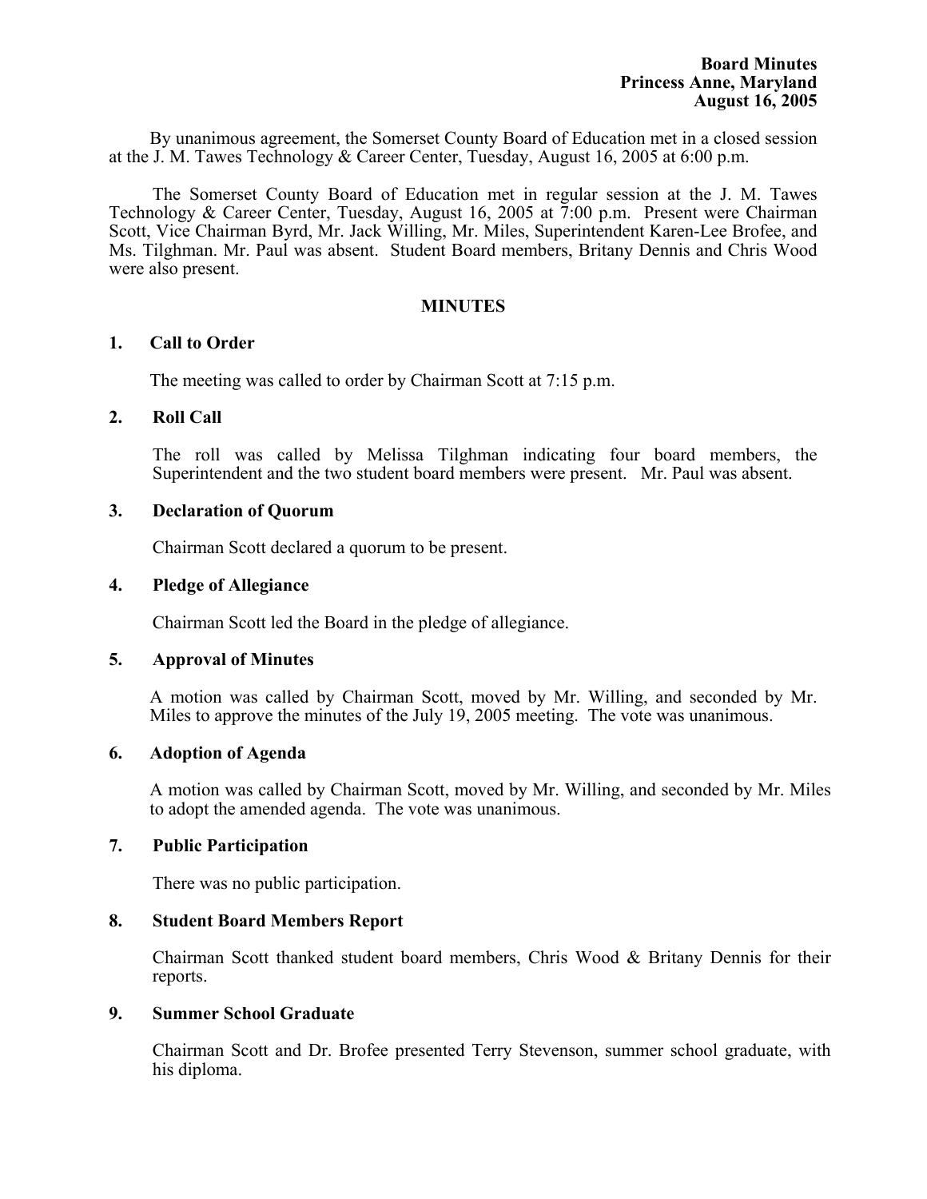**Board Minutes**
**Princess Anne, Maryland**
**August 16, 2005**

By unanimous agreement, the Somerset County Board of Education met in a closed session at the J. M. Tawes Technology & Career Center, Tuesday, August 16, 2005 at 6:00 p.m.

The Somerset County Board of Education met in regular session at the J. M. Tawes Technology & Career Center, Tuesday, August 16, 2005 at 7:00 p.m. Present were Chairman Scott, Vice Chairman Byrd, Mr. Jack Willing, Mr. Miles, Superintendent Karen-Lee Brofee, and Ms. Tilghman. Mr. Paul was absent. Student Board members, Britany Dennis and Chris Wood were also present.

## MINUTES

### 1. Call to Order

The meeting was called to order by Chairman Scott at 7:15 p.m.

### 2. Roll Call

The roll was called by Melissa Tilghman indicating four board members, the Superintendent and the two student board members were present. Mr. Paul was absent.

### 3. Declaration of Quorum

Chairman Scott declared a quorum to be present.

### 4. Pledge of Allegiance

Chairman Scott led the Board in the pledge of allegiance.

### 5. Approval of Minutes

A motion was called by Chairman Scott, moved by Mr. Willing, and seconded by Mr. Miles to approve the minutes of the July 19, 2005 meeting. The vote was unanimous.

### 6. Adoption of Agenda

A motion was called by Chairman Scott, moved by Mr. Willing, and seconded by Mr. Miles to adopt the amended agenda. The vote was unanimous.

### 7. Public Participation

There was no public participation.

### 8. Student Board Members Report

Chairman Scott thanked student board members, Chris Wood & Britany Dennis for their reports.

### 9. Summer School Graduate

Chairman Scott and Dr. Brofee presented Terry Stevenson, summer school graduate, with his diploma.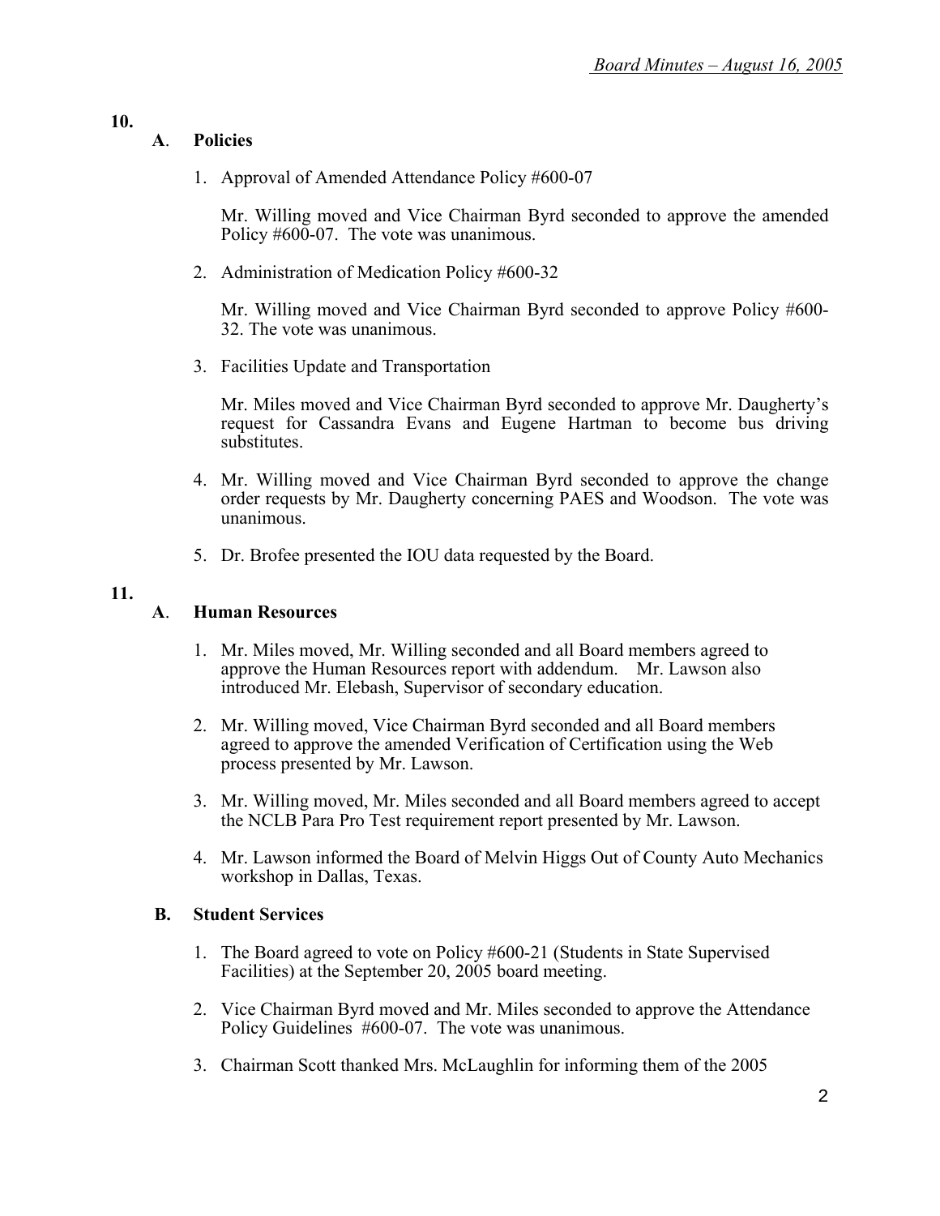**10.**

**A. Policies**

1. Approval of Amended Attendance Policy #600-07

   Mr. Willing moved and Vice Chairman Byrd seconded to approve the amended Policy #600-07. The vote was unanimous.

2. Administration of Medication Policy #600-32

   Mr. Willing moved and Vice Chairman Byrd seconded to approve Policy #600-32. The vote was unanimous.

3. Facilities Update and Transportation

   Mr. Miles moved and Vice Chairman Byrd seconded to approve Mr. Daugherty's request for Cassandra Evans and Eugene Hartman to become bus driving substitutes.

4. Mr. Willing moved and Vice Chairman Byrd seconded to approve the change order requests by Mr. Daugherty concerning PAES and Woodson. The vote was unanimous.

5. Dr. Brofee presented the IOU data requested by the Board.

**11.**

**A. Human Resources**

1. Mr. Miles moved, Mr. Willing seconded and all Board members agreed to approve the Human Resources report with addendum. Mr. Lawson also introduced Mr. Elebash, Supervisor of secondary education.

2. Mr. Willing moved, Vice Chairman Byrd seconded and all Board members agreed to approve the amended Verification of Certification using the Web process presented by Mr. Lawson.

3. Mr. Willing moved, Mr. Miles seconded and all Board members agreed to accept the NCLB Para Pro Test requirement report presented by Mr. Lawson.

4. Mr. Lawson informed the Board of Melvin Higgs Out of County Auto Mechanics workshop in Dallas, Texas.

**B. Student Services**

1. The Board agreed to vote on Policy #600-21 (Students in State Supervised Facilities) at the September 20, 2005 board meeting.

2. Vice Chairman Byrd moved and Mr. Miles seconded to approve the Attendance Policy Guidelines #600-07. The vote was unanimous.

3. Chairman Scott thanked Mrs. McLaughlin for informing them of the 2005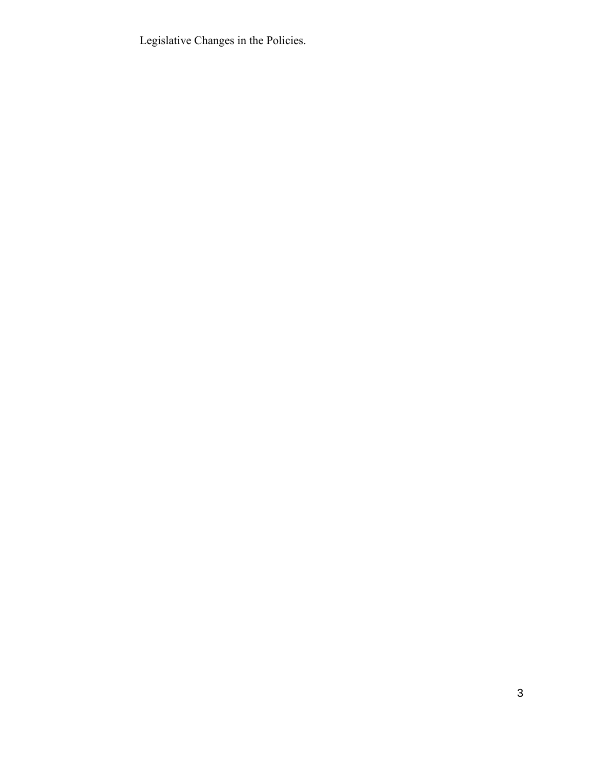Legislative Changes in the Policies.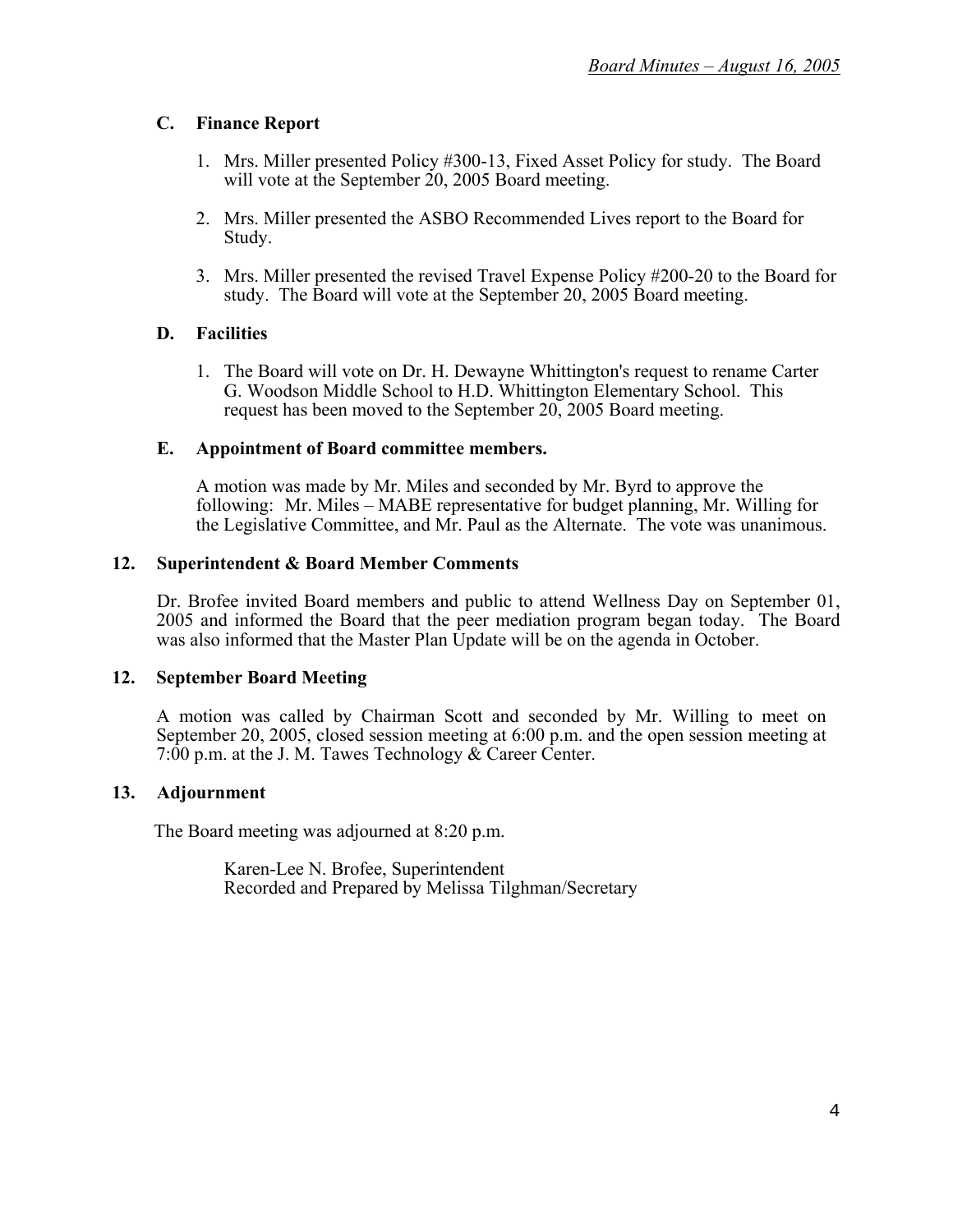### C. Finance Report

1. Mrs. Miller presented Policy #300-13, Fixed Asset Policy for study. The Board will vote at the September 20, 2005 Board meeting.

2. Mrs. Miller presented the ASBO Recommended Lives report to the Board for Study.

3. Mrs. Miller presented the revised Travel Expense Policy #200-20 to the Board for study. The Board will vote at the September 20, 2005 Board meeting.

### D. Facilities

1. The Board will vote on Dr. H. Dewayne Whittington's request to rename Carter G. Woodson Middle School to H.D. Whittington Elementary School. This request has been moved to the September 20, 2005 Board meeting.

### E. Appointment of Board committee members.

A motion was made by Mr. Miles and seconded by Mr. Byrd to approve the following: Mr. Miles – MABE representative for budget planning, Mr. Willing for the Legislative Committee, and Mr. Paul as the Alternate. The vote was unanimous.

## 12. Superintendent & Board Member Comments

Dr. Brofee invited Board members and public to attend Wellness Day on September 01, 2005 and informed the Board that the peer mediation program began today. The Board was also informed that the Master Plan Update will be on the agenda in October.

## 12. September Board Meeting

A motion was called by Chairman Scott and seconded by Mr. Willing to meet on September 20, 2005, closed session meeting at 6:00 p.m. and the open session meeting at 7:00 p.m. at the J. M. Tawes Technology & Career Center.

## 13. Adjournment

The Board meeting was adjourned at 8:20 p.m.

Karen-Lee N. Brofee, Superintendent
Recorded and Prepared by Melissa Tilghman/Secretary